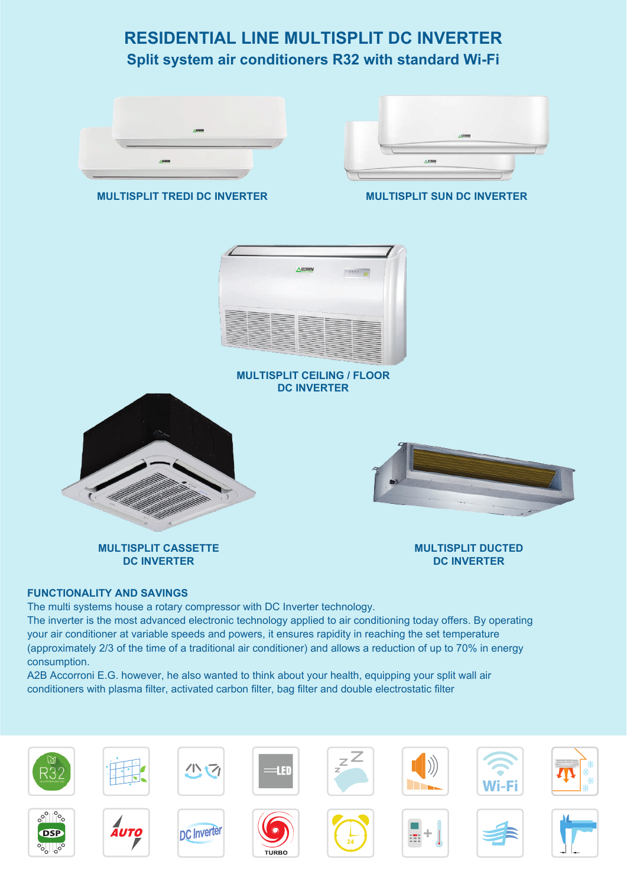# RESIDENTIAL LINE MULTISPLIT DC INVERTER

## Split system air conditioners R32 with standard Wi-Fi

**MULTISPLIT TREDI DC INVERTER**

**MULTISPLIT SUN DC INVERTER**

**MULTISPLIT CEILING / FLOOR DC INVERTER**

**MULTISPLIT CASSETTE DC INVERTER**

**MULTISPLIT DUCTED DC INVERTER**

### FUNCTIONALITY AND SAVINGS

The multi systems house a rotary compressor with DC Inverter technology.
The inverter is the most advanced electronic technology applied to air conditioning today offers. By operating your air conditioner at variable speeds and powers, it ensures rapidity in reaching the set temperature (approximately 2/3 of the time of a traditional air conditioner) and allows a reduction of up to 70% in energy consumption.
A2B Accorroni E.G. however, he also wanted to think about your health, equipping your split wall air conditioners with plasma filter, activated carbon filter, bag filter and double electrostatic filter

R32 LED Wi-Fi

DSP AUTO DC Inverter TURBO 24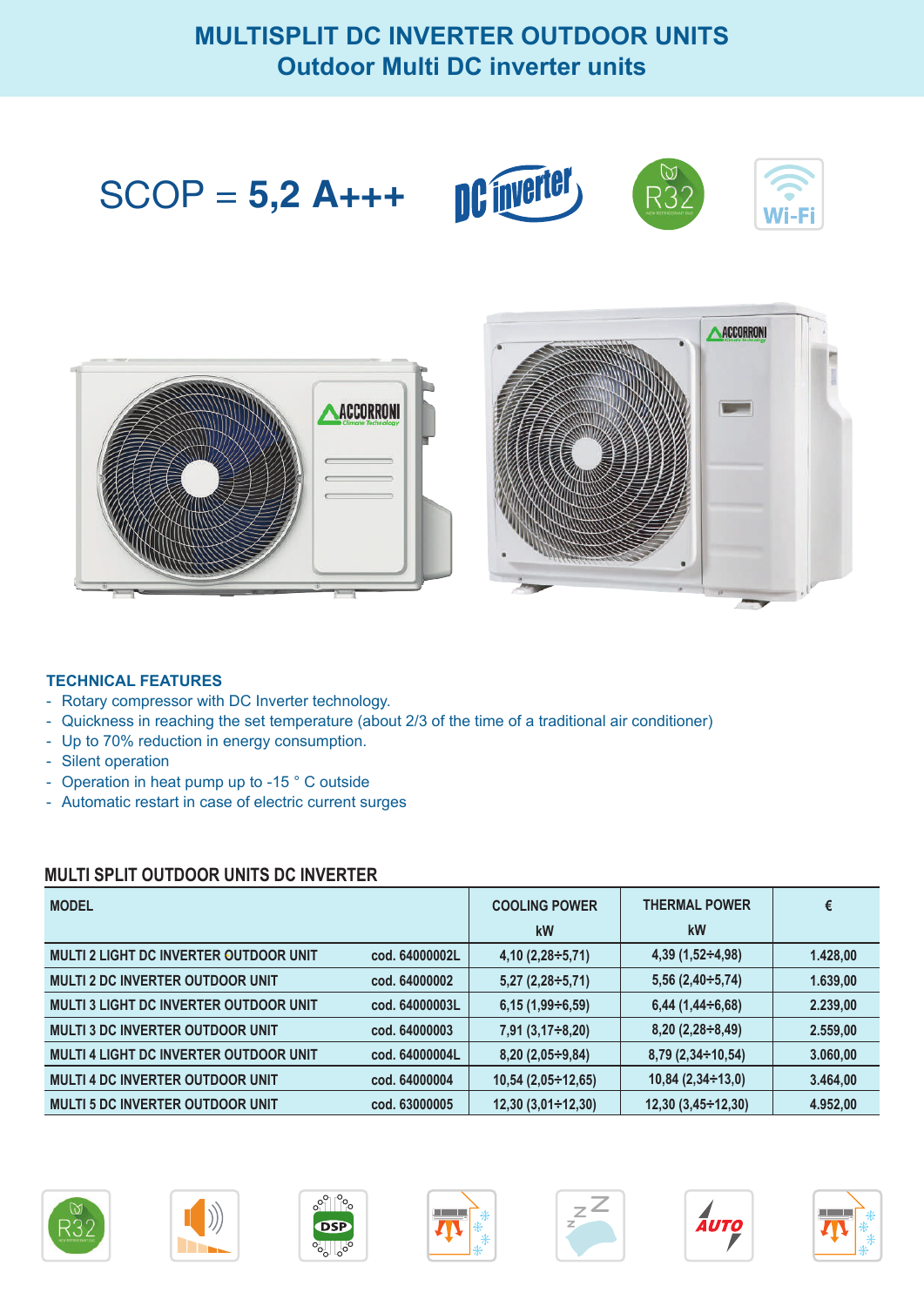# MULTISPLIT DC INVERTER OUTDOOR UNITS
## Outdoor Multi DC inverter units

SCOP = **5,2 A+++**

### TECHNICAL FEATURES

- Rotary compressor with DC Inverter technology.
- Quickness in reaching the set temperature (about 2/3 of the time of a traditional air conditioner)
- Up to 70% reduction in energy consumption.
- Silent operation
- Operation in heat pump up to -15 ° C outside
- Automatic restart in case of electric current surges

### MULTI SPLIT OUTDOOR UNITS DC INVERTER

| MODEL | | COOLING POWER kW | THERMAL POWER kW | € |
|---|---|---|---|---|
| MULTI 2 LIGHT DC INVERTER OUTDOOR UNIT | cod. 64000002L | 4,10 (2,28÷5,71) | 4,39 (1,52÷4,98) | 1.428,00 |
| MULTI 2 DC INVERTER OUTDOOR UNIT | cod. 64000002 | 5,27 (2,28÷5,71) | 5,56 (2,40÷5,74) | 1.639,00 |
| MULTI 3 LIGHT DC INVERTER OUTDOOR UNIT | cod. 64000003L | 6,15 (1,99÷6,59) | 6,44 (1,44÷6,68) | 2.239,00 |
| MULTI 3 DC INVERTER OUTDOOR UNIT | cod. 64000003 | 7,91 (3,17÷8,20) | 8,20 (2,28÷8,49) | 2.559,00 |
| MULTI 4 LIGHT DC INVERTER OUTDOOR UNIT | cod. 64000004L | 8,20 (2,05÷9,84) | 8,79 (2,34÷10,54) | 3.060,00 |
| MULTI 4 DC INVERTER OUTDOOR UNIT | cod. 64000004 | 10,54 (2,05÷12,65) | 10,84 (2,34÷13,0) | 3.464,00 |
| MULTI 5 DC INVERTER OUTDOOR UNIT | cod. 63000005 | 12,30 (3,01÷12,30) | 12,30 (3,45÷12,30) | 4.952,00 |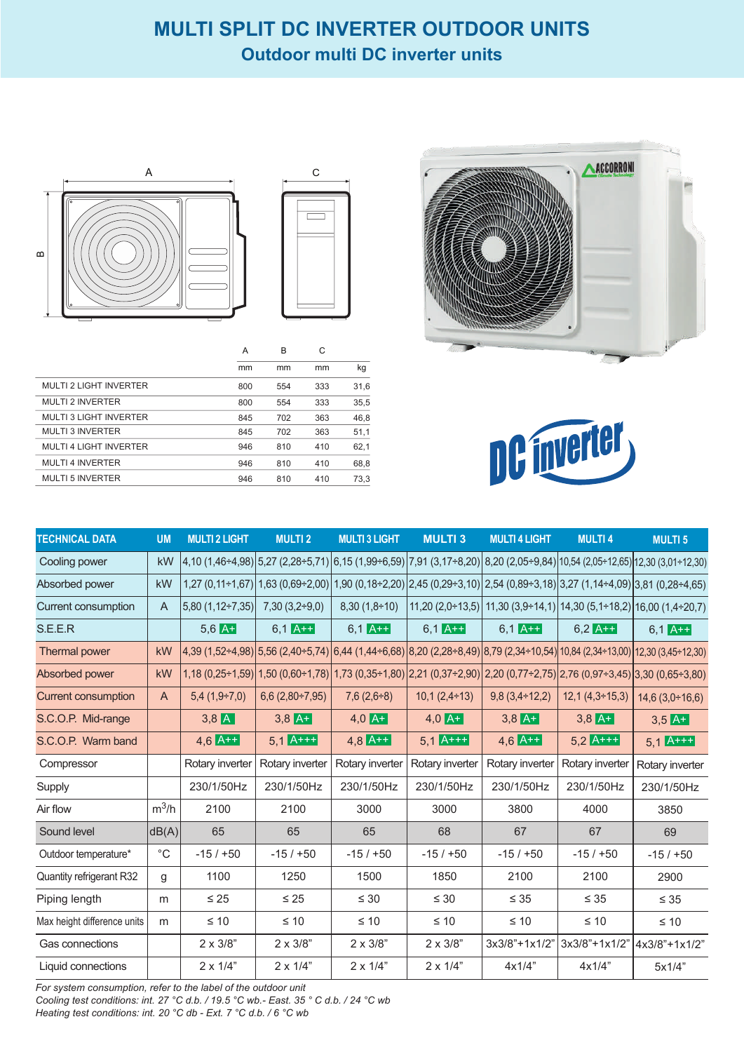# MULTI SPLIT DC INVERTER OUTDOOR UNITS

## Outdoor multi DC inverter units

| | A | B | C | |
|---|---|---|---|---|
| | mm | mm | mm | kg |
| MULTI 2 LIGHT INVERTER | 800 | 554 | 333 | 31,6 |
| MULTI 2 INVERTER | 800 | 554 | 333 | 35,5 |
| MULTI 3 LIGHT INVERTER | 845 | 702 | 363 | 46,8 |
| MULTI 3 INVERTER | 845 | 702 | 363 | 51,1 |
| MULTI 4 LIGHT INVERTER | 946 | 810 | 410 | 62,1 |
| MULTI 4 INVERTER | 946 | 810 | 410 | 68,8 |
| MULTI 5 INVERTER | 946 | 810 | 410 | 73,3 |

| TECHNICAL DATA | UM | MULTI 2 LIGHT | MULTI 2 | MULTI 3 LIGHT | MULTI 3 | MULTI 4 LIGHT | MULTI 4 | MULTI 5 |
|---|---|---|---|---|---|---|---|---|
| Cooling power | kW | 4,10 (1,46÷4,98) | 5,27 (2,28÷5,71) | 6,15 (1,99÷6,59) | 7,91 (3,17÷8,20) | 8,20 (2,05÷9,84) | 10,54 (2,05÷12,65) | 12,30 (3,01÷12,30) |
| Absorbed power | kW | 1,27 (0,11÷1,67) | 1,63 (0,69÷2,00) | 1,90 (0,18÷2,20) | 2,45 (0,29÷3,10) | 2,54 (0,89÷3,18) | 3,27 (1,14÷4,09) | 3,81 (0,28÷4,65) |
| Current consumption | A | 5,80 (1,12÷7,35) | 7,30 (3,2÷9,0) | 8,30 (1,8÷10) | 11,20 (2,0÷13,5) | 11,30 (3,9÷14,1) | 14,30 (5,1÷18,2) | 16,00 (1,4÷20,7) |
| S.E.E.R | | 5,6 A+ | 6,1 A++ | 6,1 A++ | 6,1 A++ | 6,1 A++ | 6,2 A++ | 6,1 A++ |
| Thermal power | kW | 4,39 (1,52÷4,98) | 5,56 (2,40÷5,74) | 6,44 (1,44÷6,68) | 8,20 (2,28÷8,49) | 8,79 (2,34÷10,54) | 10,84 (2,34÷13,00) | 12,30 (3,45÷12,30) |
| Absorbed power | kW | 1,18 (0,25÷1,59) | 1,50 (0,60÷1,78) | 1,73 (0,35÷1,80) | 2,21 (0,37÷2,90) | 2,20 (0,77÷2,75) | 2,76 (0,97÷3,45) | 3,30 (0,65÷3,80) |
| Current consumption | A | 5,4 (1,9÷7,0) | 6,6 (2,80÷7,95) | 7,6 (2,6÷8) | 10,1 (2,4÷13) | 9,8 (3,4÷12,2) | 12,1 (4,3÷15,3) | 14,6 (3,0÷16,6) |
| S.C.O.P. Mid-range | | 3,8 A | 3,8 A+ | 4,0 A+ | 4,0 A+ | 3,8 A+ | 3,8 A+ | 3,5 A+ |
| S.C.O.P. Warm band | | 4,6 A++ | 5,1 A+++ | 4,8 A++ | 5,1 A+++ | 4,6 A++ | 5,2 A+++ | 5,1 A+++ |
| Compressor | | Rotary inverter | Rotary inverter | Rotary inverter | Rotary inverter | Rotary inverter | Rotary inverter | Rotary inverter |
| Supply | | 230/1/50Hz | 230/1/50Hz | 230/1/50Hz | 230/1/50Hz | 230/1/50Hz | 230/1/50Hz | 230/1/50Hz |
| Air flow | $m^3/h$ | 2100 | 2100 | 3000 | 3000 | 3800 | 4000 | 3850 |
| Sound level | dB(A) | 65 | 65 | 65 | 68 | 67 | 67 | 69 |
| Outdoor temperature* | °C | -15 / +50 | -15 / +50 | -15 / +50 | -15 / +50 | -15 / +50 | -15 / +50 | -15 / +50 |
| Quantity refrigerant R32 | g | 1100 | 1250 | 1500 | 1850 | 2100 | 2100 | 2900 |
| Piping length | m | ≤ 25 | ≤ 25 | ≤ 30 | ≤ 30 | ≤ 35 | ≤ 35 | ≤ 35 |
| Max height difference units | m | ≤ 10 | ≤ 10 | ≤ 10 | ≤ 10 | ≤ 10 | ≤ 10 | ≤ 10 |
| Gas connections | | 2 x 3/8" | 2 x 3/8" | 2 x 3/8" | 2 x 3/8" | 3x3/8"+1x1/2" | 3x3/8"+1x1/2" | 4x3/8"+1x1/2" |
| Liquid connections | | 2 x 1/4" | 2 x 1/4" | 2 x 1/4" | 2 x 1/4" | 4x1/4" | 4x1/4" | 5x1/4" |

*For system consumption, refer to the label of the outdoor unit*
*Cooling test conditions: int. 27 °C d.b. / 19.5 °C wb.- East. 35 ° C d.b. / 24 °C wb*
*Heating test conditions: int. 20 °C db - Ext. 7 °C d.b. / 6 °C wb*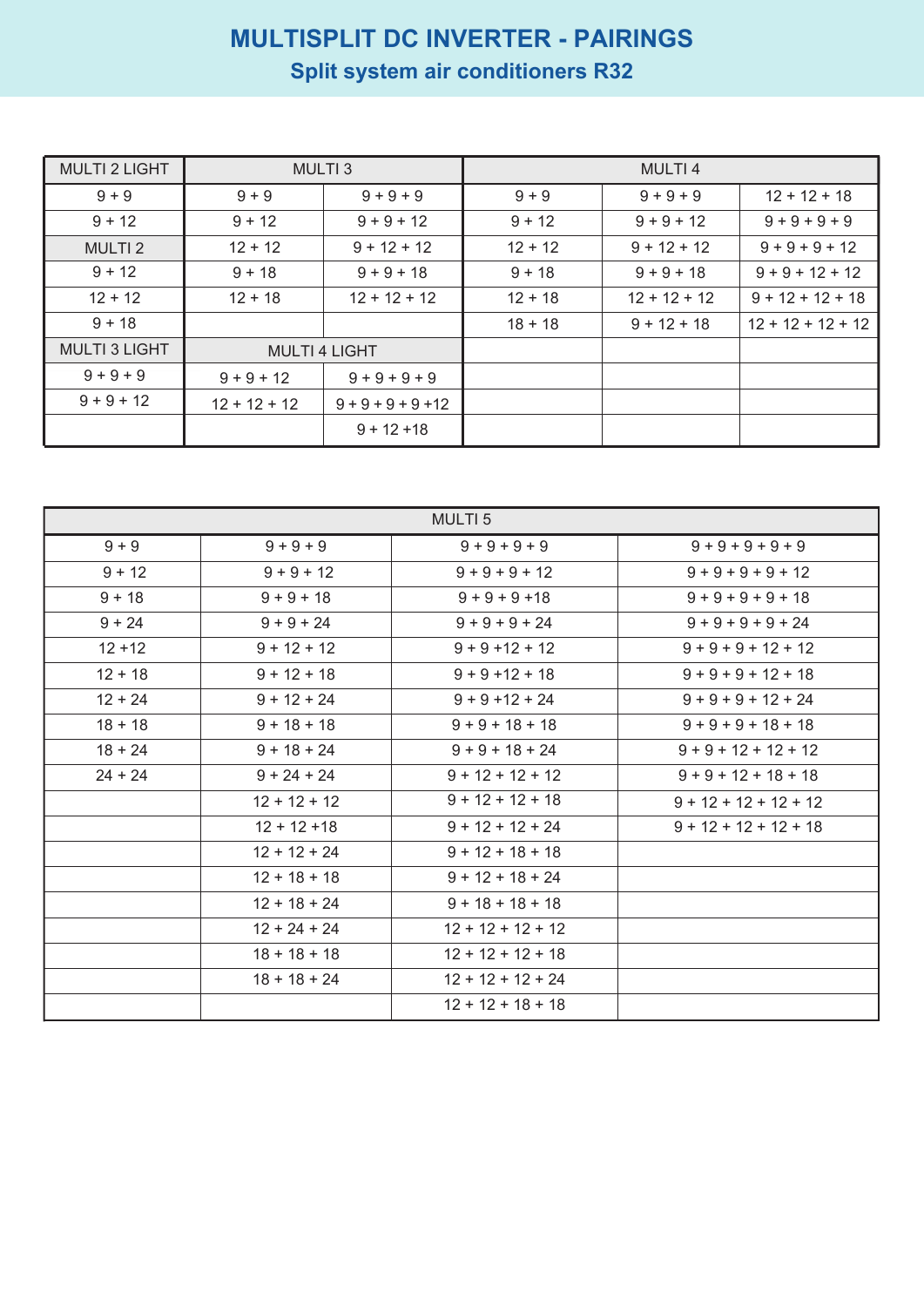# MULTISPLIT DC INVERTER - PAIRINGS

## Split system air conditioners R32

| MULTI 2 LIGHT | MULTI 3 | | MULTI 4 | | |
|---|---|---|---|---|---|
| 9 + 9 | 9 + 9 | 9 + 9 + 9 | 9 + 9 | 9 + 9 + 9 | 12 + 12 + 18 |
| 9 + 12 | 9 + 12 | 9 + 9 + 12 | 9 + 12 | 9 + 9 + 12 | 9 + 9 + 9 + 9 |
| MULTI 2 | 12 + 12 | 9 + 12 + 12 | 12 + 12 | 9 + 12 + 12 | 9 + 9 + 9 + 12 |
| 9 + 12 | 9 + 18 | 9 + 9 + 18 | 9 + 18 | 9 + 9 + 18 | 9 + 9 + 12 + 12 |
| 12 + 12 | 12 + 18 | 12 + 12 + 12 | 12 + 18 | 12 + 12 + 12 | 9 + 12 + 12 + 18 |
| 9 + 18 | | | 18 + 18 | 9 + 12 + 18 | 12 + 12 + 12 + 12 |
| MULTI 3 LIGHT | MULTI 4 LIGHT | | | | |
| 9 + 9 + 9 | 9 + 9 + 12 | 9 + 9 + 9 + 9 | | | |
| 9 + 9 + 12 | 12 + 12 + 12 | 9 + 9 + 9 + 9 +12 | | | |
| | | 9 + 12 +18 | | | |

| MULTI 5 | | | |
|---|---|---|---|
| 9 + 9 | 9 + 9 + 9 | 9 + 9 + 9 + 9 | 9 + 9 + 9 + 9 + 9 |
| 9 + 12 | 9 + 9 + 12 | 9 + 9 + 9 + 12 | 9 + 9 + 9 + 9 + 12 |
| 9 + 18 | 9 + 9 + 18 | 9 + 9 + 9 +18 | 9 + 9 + 9 + 9 + 18 |
| 9 + 24 | 9 + 9 + 24 | 9 + 9 + 9 + 24 | 9 + 9 + 9 + 9 + 24 |
| 12 +12 | 9 + 12 + 12 | 9 + 9 +12 + 12 | 9 + 9 + 9 + 12 + 12 |
| 12 + 18 | 9 + 12 + 18 | 9 + 9 +12 + 18 | 9 + 9 + 9 + 12 + 18 |
| 12 + 24 | 9 + 12 + 24 | 9 + 9 +12 + 24 | 9 + 9 + 9 + 12 + 24 |
| 18 + 18 | 9 + 18 + 18 | 9 + 9 + 18 + 18 | 9 + 9 + 9 + 18 + 18 |
| 18 + 24 | 9 + 18 + 24 | 9 + 9 + 18 + 24 | 9 + 9 + 12 + 12 + 12 |
| 24 + 24 | 9 + 24 + 24 | 9 + 12 + 12 + 12 | 9 + 9 + 12 + 18 + 18 |
| | 12 + 12 + 12 | 9 + 12 + 12 + 18 | 9 + 12 + 12 + 12 + 12 |
| | 12 + 12 +18 | 9 + 12 + 12 + 24 | 9 + 12 + 12 + 12 + 18 |
| | 12 + 12 + 24 | 9 + 12 + 18 + 18 | |
| | 12 + 18 + 18 | 9 + 12 + 18 + 24 | |
| | 12 + 18 + 24 | 9 + 18 + 18 + 18 | |
| | 12 + 24 + 24 | 12 + 12 + 12 + 12 | |
| | 18 + 18 + 18 | 12 + 12 + 12 + 18 | |
| | 18 + 18 + 24 | 12 + 12 + 12 + 24 | |
| | | 12 + 12 + 18 + 18 | |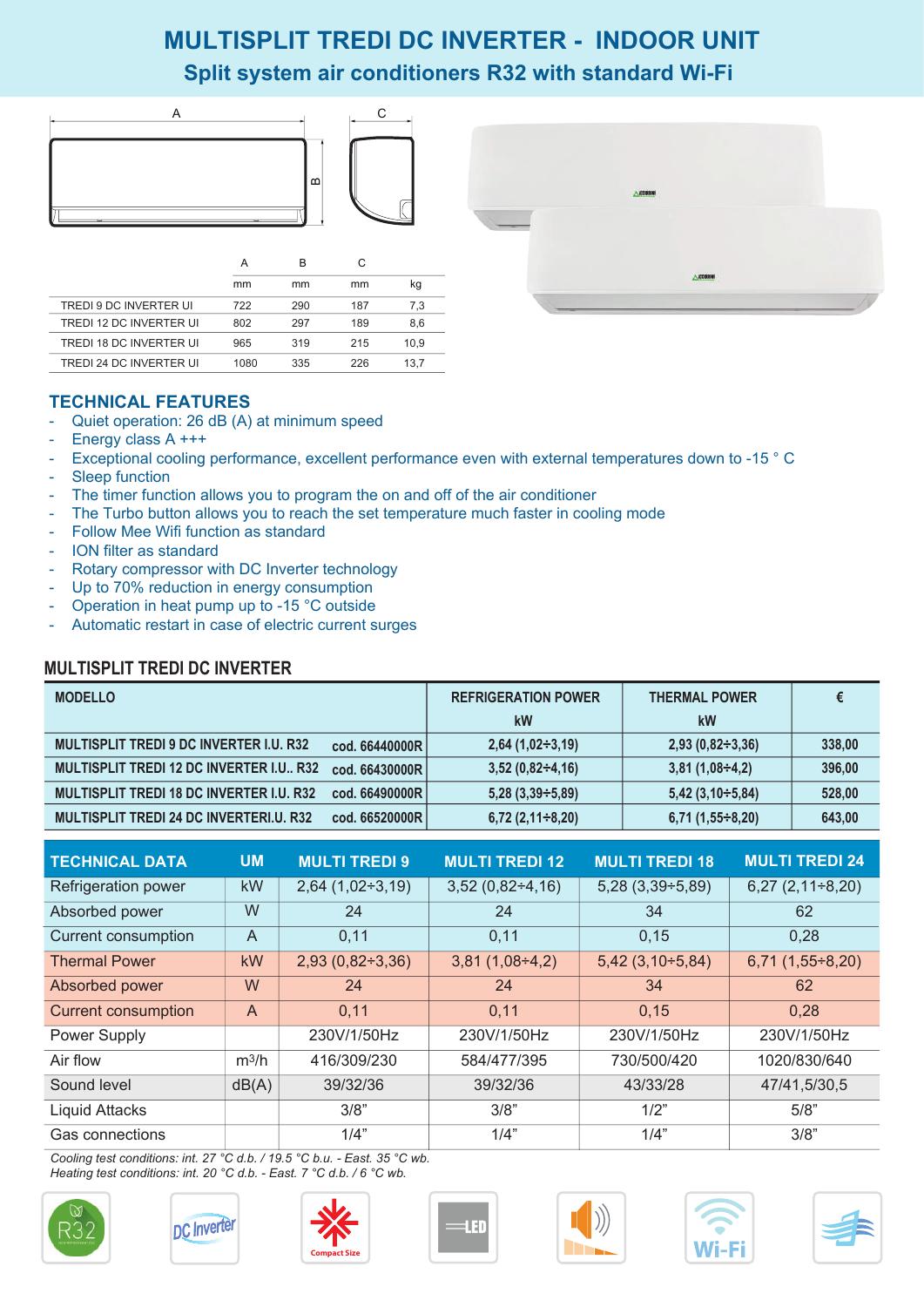# MULTISPLIT TREDI DC INVERTER - INDOOR UNIT

## Split system air conditioners R32 with standard Wi-Fi

| | A | B | C | |
|---|---|---|---|---|
| | mm | mm | mm | kg |
| TREDI 9 DC INVERTER UI | 722 | 290 | 187 | 7,3 |
| TREDI 12 DC INVERTER UI | 802 | 297 | 189 | 8,6 |
| TREDI 18 DC INVERTER UI | 965 | 319 | 215 | 10,9 |
| TREDI 24 DC INVERTER UI | 1080 | 335 | 226 | 13,7 |

## TECHNICAL FEATURES

- Quiet operation: 26 dB (A) at minimum speed
- Energy class A +++
- Exceptional cooling performance, excellent performance even with external temperatures down to -15 ° C
- Sleep function
- The timer function allows you to program the on and off of the air conditioner
- The Turbo button allows you to reach the set temperature much faster in cooling mode
- Follow Mee Wifi function as standard
- ION filter as standard
- Rotary compressor with DC Inverter technology
- Up to 70% reduction in energy consumption
- Operation in heat pump up to -15 °C outside
- Automatic restart in case of electric current surges

## MULTISPLIT TREDI DC INVERTER

| MODELLO | | REFRIGERATION POWER kW | THERMAL POWER kW | € |
|---|---|---|---|---|
| MULTISPLIT TREDI 9 DC INVERTER I.U. R32 | cod. 66440000R | 2,64 (1,02÷3,19) | 2,93 (0,82÷3,36) | 338,00 |
| MULTISPLIT TREDI 12 DC INVERTER I.U.. R32 | cod. 66430000R | 3,52 (0,82÷4,16) | 3,81 (1,08÷4,2) | 396,00 |
| MULTISPLIT TREDI 18 DC INVERTER I.U. R32 | cod. 66490000R | 5,28 (3,39÷5,89) | 5,42 (3,10÷5,84) | 528,00 |
| MULTISPLIT TREDI 24 DC INVERTERI.U. R32 | cod. 66520000R | 6,72 (2,11÷8,20) | 6,71 (1,55÷8,20) | 643,00 |

| TECHNICAL DATA | UM | MULTI TREDI 9 | MULTI TREDI 12 | MULTI TREDI 18 | MULTI TREDI 24 |
|---|---|---|---|---|---|
| Refrigeration power | kW | 2,64 (1,02÷3,19) | 3,52 (0,82÷4,16) | 5,28 (3,39÷5,89) | 6,27 (2,11÷8,20) |
| Absorbed power | W | 24 | 24 | 34 | 62 |
| Current consumption | A | 0,11 | 0,11 | 0,15 | 0,28 |
| Thermal Power | kW | 2,93 (0,82÷3,36) | 3,81 (1,08÷4,2) | 5,42 (3,10÷5,84) | 6,71 (1,55÷8,20) |
| Absorbed power | W | 24 | 24 | 34 | 62 |
| Current consumption | A | 0,11 | 0,11 | 0,15 | 0,28 |
| Power Supply | | 230V/1/50Hz | 230V/1/50Hz | 230V/1/50Hz | 230V/1/50Hz |
| Air flow | m³/h | 416/309/230 | 584/477/395 | 730/500/420 | 1020/830/640 |
| Sound level | dB(A) | 39/32/36 | 39/32/36 | 43/33/28 | 47/41,5/30,5 |
| Liquid Attacks | | 3/8" | 3/8" | 1/2" | 5/8" |
| Gas connections | | 1/4" | 1/4" | 1/4" | 3/8" |

*Cooling test conditions: int. 27 °C d.b. / 19.5 °C b.u. - East. 35 °C wb.*
*Heating test conditions: int. 20 °C d.b. - East. 7 °C d.b. / 6 °C wb.*

R32 | DC Inverter | Compact Size | LED | Wi-Fi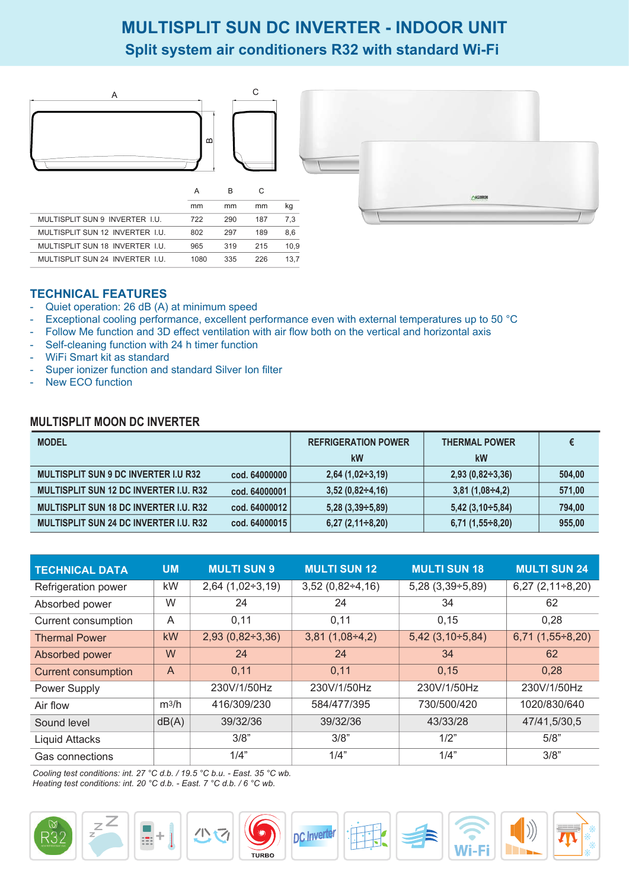# MULTISPLIT SUN DC INVERTER - INDOOR UNIT

## Split system air conditioners R32 with standard Wi-Fi

A

C

B

| | A | B | C | |
|---|---|---|---|---|
| | mm | mm | mm | kg |
| MULTISPLIT SUN 9 INVERTER I.U. | 722 | 290 | 187 | 7,3 |
| MULTISPLIT SUN 12 INVERTER I.U. | 802 | 297 | 189 | 8,6 |
| MULTISPLIT SUN 18 INVERTER I.U. | 965 | 319 | 215 | 10,9 |
| MULTISPLIT SUN 24 INVERTER I.U. | 1080 | 335 | 226 | 13,7 |

## TECHNICAL FEATURES

- Quiet operation: 26 dB (A) at minimum speed
- Exceptional cooling performance, excellent performance even with external temperatures up to 50 °C
- Follow Me function and 3D effect ventilation with air flow both on the vertical and horizontal axis
- Self-cleaning function with 24 h timer function
- WiFi Smart kit as standard
- Super ionizer function and standard Silver Ion filter
- New ECO function

## MULTISPLIT MOON DC INVERTER

| MODEL | | REFRIGERATION POWER kW | THERMAL POWER kW | € |
|---|---|---|---|---|
| **MULTISPLIT SUN 9 DC INVERTER I.U R32** | **cod. 64000000** | **2,64 (1,02÷3,19)** | **2,93 (0,82÷3,36)** | **504,00** |
| **MULTISPLIT SUN 12 DC INVERTER I.U. R32** | **cod. 64000001** | **3,52 (0,82÷4,16)** | **3,81 (1,08÷4,2)** | **571,00** |
| **MULTISPLIT SUN 18 DC INVERTER I.U. R32** | **cod. 64000012** | **5,28 (3,39÷5,89)** | **5,42 (3,10÷5,84)** | **794,00** |
| **MULTISPLIT SUN 24 DC INVERTER I.U. R32** | **cod. 64000015** | **6,27 (2,11÷8,20)** | **6,71 (1,55÷8,20)** | **955,00** |

| TECHNICAL DATA | UM | MULTI SUN 9 | MULTI SUN 12 | MULTI SUN 18 | MULTI SUN 24 |
|---|---|---|---|---|---|
| Refrigeration power | kW | 2,64 (1,02÷3,19) | 3,52 (0,82÷4,16) | 5,28 (3,39÷5,89) | 6,27 (2,11÷8,20) |
| Absorbed power | W | 24 | 24 | 34 | 62 |
| Current consumption | A | 0,11 | 0,11 | 0,15 | 0,28 |
| Thermal Power | kW | 2,93 (0,82÷3,36) | 3,81 (1,08÷4,2) | 5,42 (3,10÷5,84) | 6,71 (1,55÷8,20) |
| Absorbed power | W | 24 | 24 | 34 | 62 |
| Current consumption | A | 0,11 | 0,11 | 0,15 | 0,28 |
| Power Supply | | 230V/1/50Hz | 230V/1/50Hz | 230V/1/50Hz | 230V/1/50Hz |
| Air flow | $m^3/h$ | 416/309/230 | 584/477/395 | 730/500/420 | 1020/830/640 |
| Sound level | dB(A) | 39/32/36 | 39/32/36 | 43/33/28 | 47/41,5/30,5 |
| Liquid Attacks | | 3/8" | 3/8" | 1/2" | 5/8" |
| Gas connections | | 1/4" | 1/4" | 1/4" | 3/8" |

*Cooling test conditions: int. 27 °C d.b. / 19.5 °C b.u. - East. 35 °C wb.*
*Heating test conditions: int. 20 °C d.b. - East. 7 °C d.b. / 6 °C wb.*

R32 TURBO DC Inverter Wi-Fi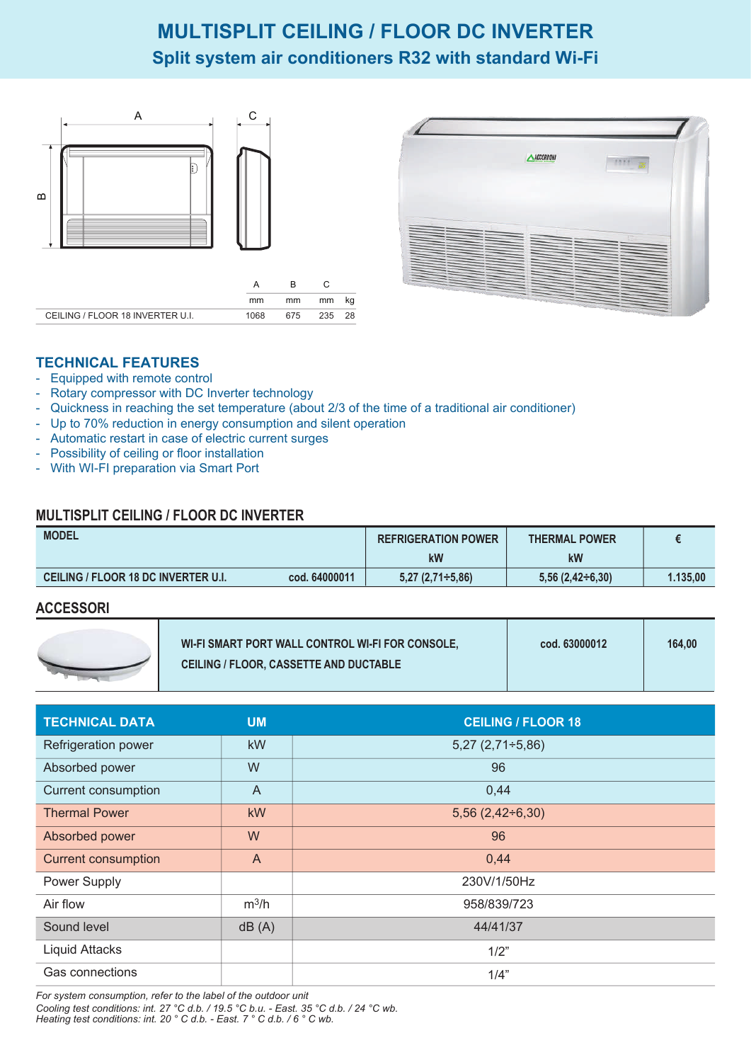# MULTISPLIT CEILING / FLOOR DC INVERTER

## Split system air conditioners R32 with standard Wi-Fi

| | A | B | C | |
|---|---|---|---|---|
| | mm | mm | mm | kg |
| CEILING / FLOOR 18 INVERTER U.I. | 1068 | 675 | 235 | 28 |

## TECHNICAL FEATURES

- Equipped with remote control
- Rotary compressor with DC Inverter technology
- Quickness in reaching the set temperature (about 2/3 of the time of a traditional air conditioner)
- Up to 70% reduction in energy consumption and silent operation
- Automatic restart in case of electric current surges
- Possibility of ceiling or floor installation
- With WI-FI preparation via Smart Port

## MULTISPLIT CEILING / FLOOR DC INVERTER

| MODEL | | REFRIGERATION POWER kW | THERMAL POWER kW | € |
|---|---|---|---|---|
| CEILING / FLOOR 18 DC INVERTER U.I. | cod. 64000011 | 5,27 (2,71÷5,86) | 5,56 (2,42÷6,30) | 1.135,00 |

## ACCESSORI

| | | | |
|---|---|---|---|
| | WI-FI SMART PORT WALL CONTROL WI-FI FOR CONSOLE, CEILING / FLOOR, CASSETTE AND DUCTABLE | cod. 63000012 | 164,00 |

| TECHNICAL DATA | UM | CEILING / FLOOR 18 |
|---|---|---|
| Refrigeration power | kW | 5,27 (2,71÷5,86) |
| Absorbed power | W | 96 |
| Current consumption | A | 0,44 |
| Thermal Power | kW | 5,56 (2,42÷6,30) |
| Absorbed power | W | 96 |
| Current consumption | A | 0,44 |
| Power Supply | | 230V/1/50Hz |
| Air flow | $m^3/h$ | 958/839/723 |
| Sound level | dB (A) | 44/41/37 |
| Liquid Attacks | | 1/2" |
| Gas connections | | 1/4" |

*For system consumption, refer to the label of the outdoor unit*
*Cooling test conditions: int. 27 °C d.b. / 19.5 °C b.u. - East. 35 °C d.b. / 24 °C wb.*
*Heating test conditions: int. 20 ° C d.b. - East. 7 ° C d.b. / 6 ° C wb.*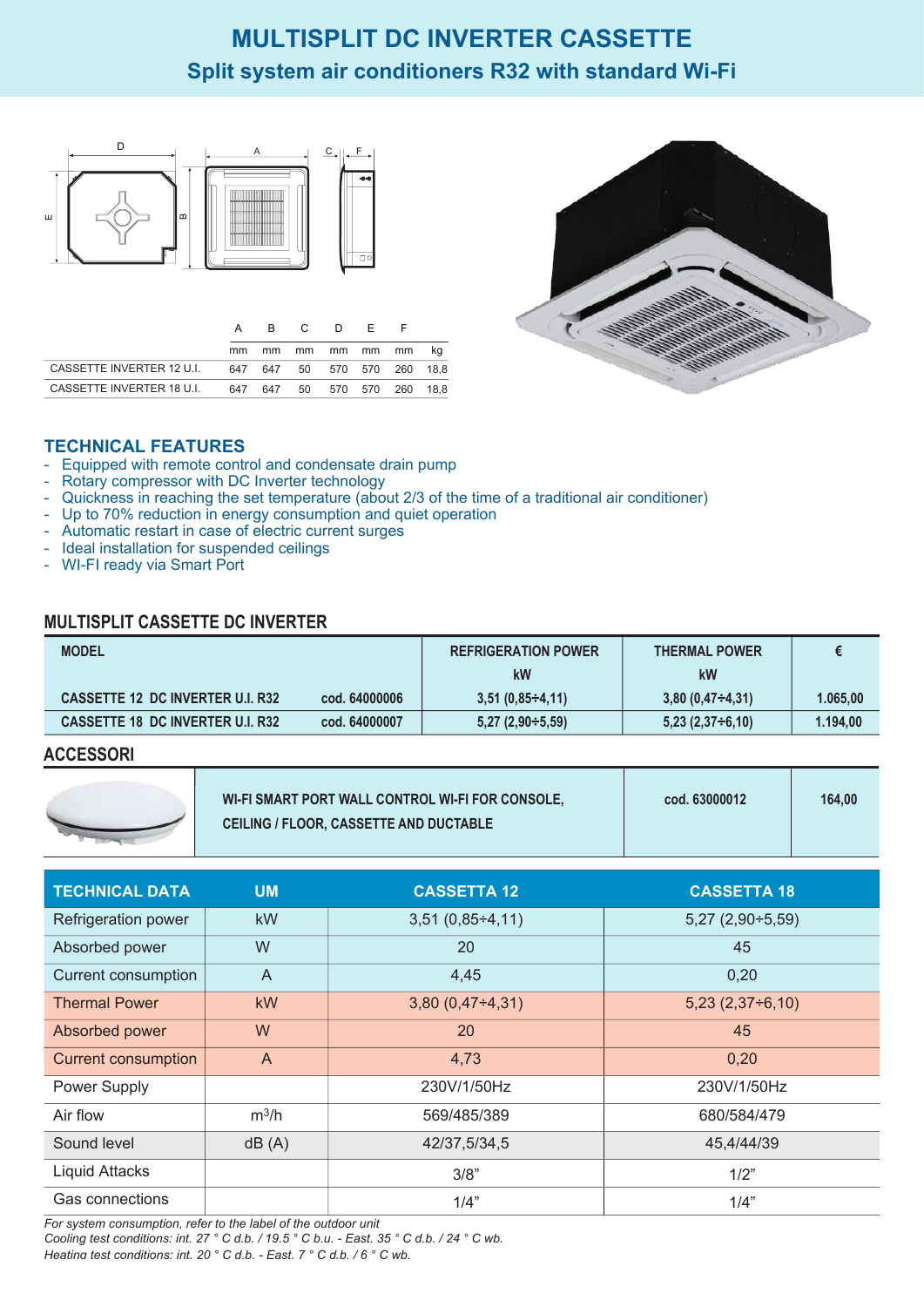# MULTISPLIT DC INVERTER CASSETTE

## Split system air conditioners R32 with standard Wi-Fi

| | A | B | C | D | E | F | |
|---|---|---|---|---|---|---|---|
| | mm | mm | mm | mm | mm | mm | kg |
| CASSETTE INVERTER 12 U.I. | 647 | 647 | 50 | 570 | 570 | 260 | 18,8 |
| CASSETTE INVERTER 18 U.I. | 647 | 647 | 50 | 570 | 570 | 260 | 18,8 |

## TECHNICAL FEATURES

- Equipped with remote control and condensate drain pump
- Rotary compressor with DC Inverter technology
- Quickness in reaching the set temperature (about 2/3 of the time of a traditional air conditioner)
- Up to 70% reduction in energy consumption and quiet operation
- Automatic restart in case of electric current surges
- Ideal installation for suspended ceilings
- WI-FI ready via Smart Port

## MULTISPLIT CASSETTE DC INVERTER

| MODEL | | REFRIGERATION POWER kW | THERMAL POWER kW | € |
|---|---|---|---|---|
| CASSETTE 12 DC INVERTER U.I. R32 | cod. 64000006 | 3,51 (0,85÷4,11) | 3,80 (0,47÷4,31) | 1.065,00 |
| CASSETTE 18 DC INVERTER U.I. R32 | cod. 64000007 | 5,27 (2,90÷5,59) | 5,23 (2,37÷6,10) | 1.194,00 |

## ACCESSORI

| | | |
|---|---|---|
| WI-FI SMART PORT WALL CONTROL WI-FI FOR CONSOLE, CEILING / FLOOR, CASSETTE AND DUCTABLE | cod. 63000012 | 164,00 |

| TECHNICAL DATA | UM | CASSETTA 12 | CASSETTA 18 |
|---|---|---|---|
| Refrigeration power | kW | 3,51 (0,85÷4,11) | 5,27 (2,90÷5,59) |
| Absorbed power | W | 20 | 45 |
| Current consumption | A | 4,45 | 0,20 |
| Thermal Power | kW | 3,80 (0,47÷4,31) | 5,23 (2,37÷6,10) |
| Absorbed power | W | 20 | 45 |
| Current consumption | A | 4,73 | 0,20 |
| Power Supply | | 230V/1/50Hz | 230V/1/50Hz |
| Air flow | $m^3/h$ | 569/485/389 | 680/584/479 |
| Sound level | dB (A) | 42/37,5/34,5 | 45,4/44/39 |
| Liquid Attacks | | 3/8" | 1/2" |
| Gas connections | | 1/4" | 1/4" |

*For system consumption, refer to the label of the outdoor unit*
*Cooling test conditions: int. 27 ° C d.b. / 19.5 ° C b.u. - East. 35 ° C d.b. / 24 ° C wb.*
*Heating test conditions: int. 20 ° C d.b. - East. 7 ° C d.b. / 6 ° C wb.*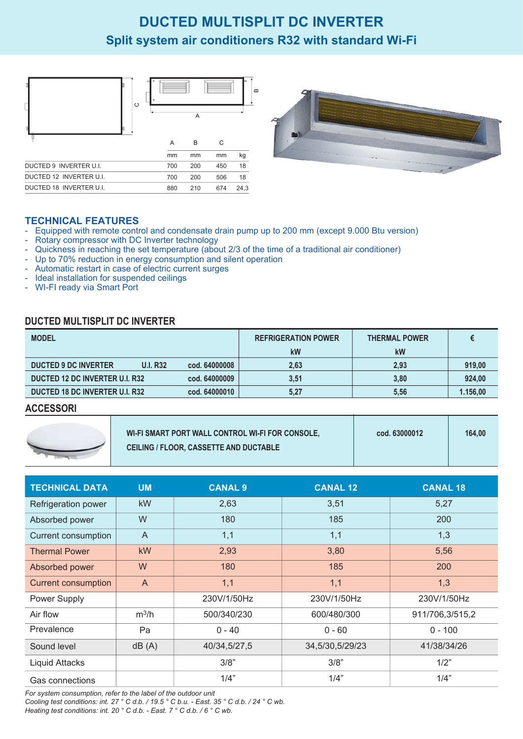# DUCTED MULTISPLIT DC INVERTER

## Split system air conditioners R32 with standard Wi-Fi

| | A | B | C | |
|---|---|---|---|---|
| | mm | mm | mm | kg |
| DUCTED 9 INVERTER U.I. | 700 | 200 | 450 | 18 |
| DUCTED 12 INVERTER U.I. | 700 | 200 | 506 | 18 |
| DUCTED 18 INVERTER U.I. | 880 | 210 | 674 | 24,3 |

## TECHNICAL FEATURES

- Equipped with remote control and condensate drain pump up to 200 mm (except 9.000 Btu version)
- Rotary compressor with DC Inverter technology
- Quickness in reaching the set temperature (about 2/3 of the time of a traditional air conditioner)
- Up to 70% reduction in energy consumption and silent operation
- Automatic restart in case of electric current surges
- Ideal installation for suspended ceilings
- WI-FI ready via Smart Port

## DUCTED MULTISPLIT DC INVERTER

| MODEL | | | REFRIGERATION POWER kW | THERMAL POWER kW | € |
|---|---|---|---|---|---|
| DUCTED 9 DC INVERTER | U.I. R32 | cod. 64000008 | 2,63 | 2,93 | 919,00 |
| DUCTED 12 DC INVERTER U.I. R32 | | cod. 64000009 | 3,51 | 3,80 | 924,00 |
| DUCTED 18 DC INVERTER U.I. R32 | | cod. 64000010 | 5,27 | 5,56 | 1.156,00 |

## ACCESSORI

| | | | |
|---|---|---|---|
| | WI-FI SMART PORT WALL CONTROL WI-FI FOR CONSOLE, CEILING / FLOOR, CASSETTE AND DUCTABLE | cod. 63000012 | 164,00 |

| TECHNICAL DATA | UM | CANAL 9 | CANAL 12 | CANAL 18 |
|---|---|---|---|---|
| Refrigeration power | kW | 2,63 | 3,51 | 5,27 |
| Absorbed power | W | 180 | 185 | 200 |
| Current consumption | A | 1,1 | 1,1 | 1,3 |
| Thermal Power | kW | 2,93 | 3,80 | 5,56 |
| Absorbed power | W | 180 | 185 | 200 |
| Current consumption | A | 1,1 | 1,1 | 1,3 |
| Power Supply | | 230V/1/50Hz | 230V/1/50Hz | 230V/1/50Hz |
| Air flow | $m^3/h$ | 500/340/230 | 600/480/300 | 911/706,3/515,2 |
| Prevalence | Pa | 0 - 40 | 0 - 60 | 0 - 100 |
| Sound level | dB (A) | 40/34,5/27,5 | 34,5/30,5/29/23 | 41/38/34/26 |
| Liquid Attacks | | 3/8" | 3/8" | 1/2" |
| Gas connections | | 1/4" | 1/4" | 1/4" |

*For system consumption, refer to the label of the outdoor unit*
*Cooling test conditions: int. 27 ° C d.b. / 19.5 ° C b.u. - East. 35 ° C d.b. / 24 ° C wb.*
*Heating test conditions: int. 20 ° C d.b. - East. 7 ° C d.b. / 6 ° C wb.*